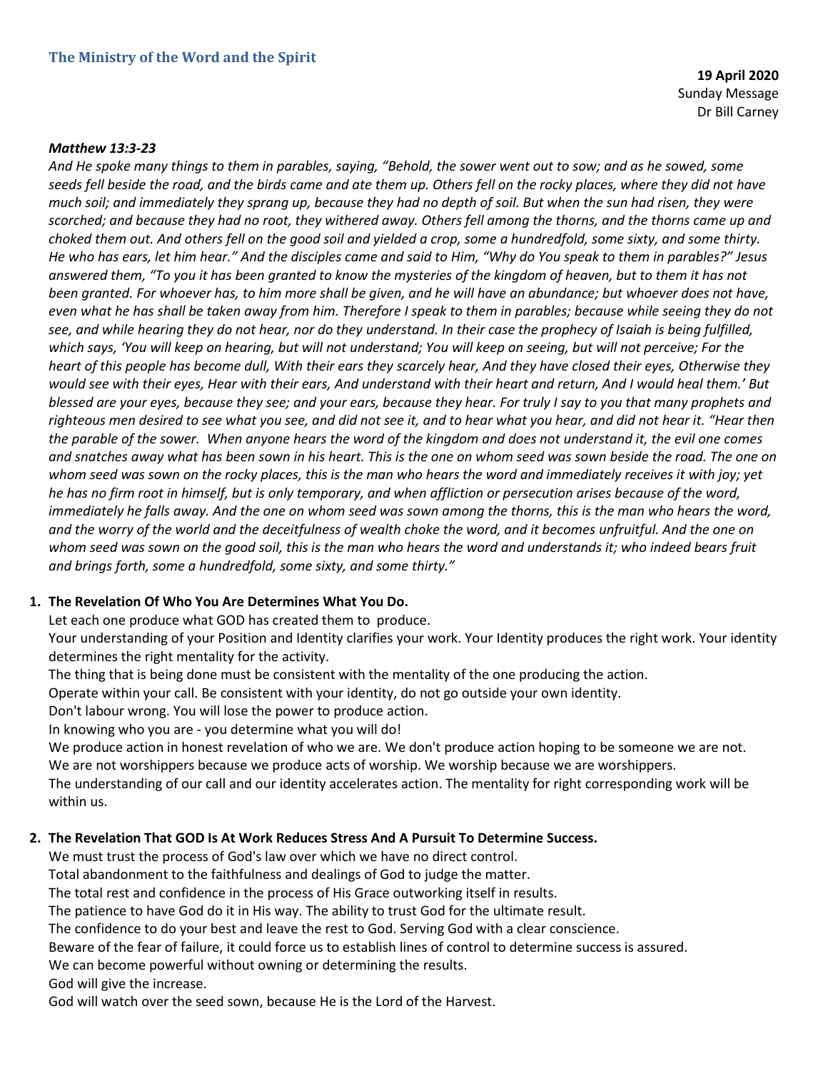## The Ministry of the Word and the Spirit

**19 April 2020**
Sunday Message
Dr Bill Carney

***Matthew 13:3-23***

*And He spoke many things to them in parables, saying, "Behold, the sower went out to sow; and as he sowed, some seeds fell beside the road, and the birds came and ate them up. Others fell on the rocky places, where they did not have much soil; and immediately they sprang up, because they had no depth of soil. But when the sun had risen, they were scorched; and because they had no root, they withered away. Others fell among the thorns, and the thorns came up and choked them out. And others fell on the good soil and yielded a crop, some a hundredfold, some sixty, and some thirty. He who has ears, let him hear." And the disciples came and said to Him, "Why do You speak to them in parables?" Jesus answered them, "To you it has been granted to know the mysteries of the kingdom of heaven, but to them it has not been granted. For whoever has, to him more shall be given, and he will have an abundance; but whoever does not have, even what he has shall be taken away from him. Therefore I speak to them in parables; because while seeing they do not see, and while hearing they do not hear, nor do they understand. In their case the prophecy of Isaiah is being fulfilled, which says, 'You will keep on hearing, but will not understand; You will keep on seeing, but will not perceive; For the heart of this people has become dull, With their ears they scarcely hear, And they have closed their eyes, Otherwise they would see with their eyes, Hear with their ears, And understand with their heart and return, And I would heal them.' But blessed are your eyes, because they see; and your ears, because they hear. For truly I say to you that many prophets and righteous men desired to see what you see, and did not see it, and to hear what you hear, and did not hear it. "Hear then the parable of the sower. When anyone hears the word of the kingdom and does not understand it, the evil one comes and snatches away what has been sown in his heart. This is the one on whom seed was sown beside the road. The one on whom seed was sown on the rocky places, this is the man who hears the word and immediately receives it with joy; yet he has no firm root in himself, but is only temporary, and when affliction or persecution arises because of the word, immediately he falls away. And the one on whom seed was sown among the thorns, this is the man who hears the word, and the worry of the world and the deceitfulness of wealth choke the word, and it becomes unfruitful. And the one on whom seed was sown on the good soil, this is the man who hears the word and understands it; who indeed bears fruit and brings forth, some a hundredfold, some sixty, and some thirty."*

1. **The Revelation Of Who You Are Determines What You Do.**

   Let each one produce what GOD has created them to produce.
   Your understanding of your Position and Identity clarifies your work. Your Identity produces the right work. Your identity determines the right mentality for the activity.
   The thing that is being done must be consistent with the mentality of the one producing the action.
   Operate within your call. Be consistent with your identity, do not go outside your own identity.
   Don't labour wrong. You will lose the power to produce action.
   In knowing who you are - you determine what you will do!
   We produce action in honest revelation of who we are. We don't produce action hoping to be someone we are not.
   We are not worshippers because we produce acts of worship. We worship because we are worshippers.
   The understanding of our call and our identity accelerates action. The mentality for right corresponding work will be within us.

2. **The Revelation That GOD Is At Work Reduces Stress And A Pursuit To Determine Success.**

   We must trust the process of God's law over which we have no direct control.
   Total abandonment to the faithfulness and dealings of God to judge the matter.
   The total rest and confidence in the process of His Grace outworking itself in results.
   The patience to have God do it in His way. The ability to trust God for the ultimate result.
   The confidence to do your best and leave the rest to God. Serving God with a clear conscience.
   Beware of the fear of failure, it could force us to establish lines of control to determine success is assured.
   We can become powerful without owning or determining the results.
   God will give the increase.
   God will watch over the seed sown, because He is the Lord of the Harvest.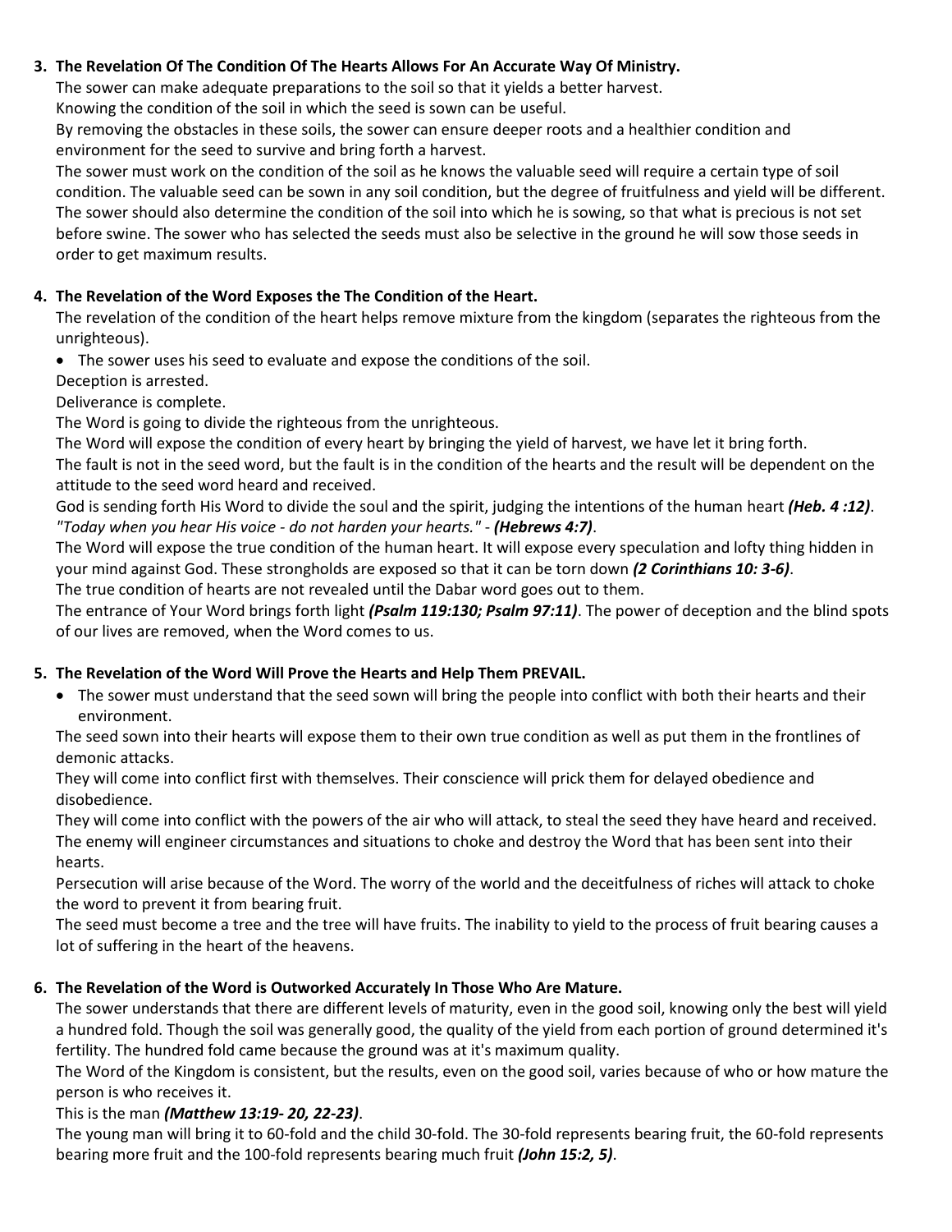3. **The Revelation Of The Condition Of The Hearts Allows For An Accurate Way Of Ministry.**

   The sower can make adequate preparations to the soil so that it yields a better harvest.

   Knowing the condition of the soil in which the seed is sown can be useful.

   By removing the obstacles in these soils, the sower can ensure deeper roots and a healthier condition and environment for the seed to survive and bring forth a harvest.

   The sower must work on the condition of the soil as he knows the valuable seed will require a certain type of soil condition. The valuable seed can be sown in any soil condition, but the degree of fruitfulness and yield will be different. The sower should also determine the condition of the soil into which he is sowing, so that what is precious is not set before swine. The sower who has selected the seeds must also be selective in the ground he will sow those seeds in order to get maximum results.

4. **The Revelation of the Word Exposes the The Condition of the Heart.**

   The revelation of the condition of the heart helps remove mixture from the kingdom (separates the righteous from the unrighteous).

   - The sower uses his seed to evaluate and expose the conditions of the soil.

   Deception is arrested.

   Deliverance is complete.

   The Word is going to divide the righteous from the unrighteous.

   The Word will expose the condition of every heart by bringing the yield of harvest, we have let it bring forth.

   The fault is not in the seed word, but the fault is in the condition of the hearts and the result will be dependent on the attitude to the seed word heard and received.

   God is sending forth His Word to divide the soul and the spirit, judging the intentions of the human heart ***(Heb. 4 :12)***. *"Today when you hear His voice - do not harden your hearts."* - ***(Hebrews 4:7)***.

   The Word will expose the true condition of the human heart. It will expose every speculation and lofty thing hidden in your mind against God. These strongholds are exposed so that it can be torn down ***(2 Corinthians 10: 3-6)***.

   The true condition of hearts are not revealed until the Dabar word goes out to them.

   The entrance of Your Word brings forth light ***(Psalm 119:130; Psalm 97:11)***. The power of deception and the blind spots of our lives are removed, when the Word comes to us.

5. **The Revelation of the Word Will Prove the Hearts and Help Them PREVAIL.**

   - The sower must understand that the seed sown will bring the people into conflict with both their hearts and their environment.

   The seed sown into their hearts will expose them to their own true condition as well as put them in the frontlines of demonic attacks.

   They will come into conflict first with themselves. Their conscience will prick them for delayed obedience and disobedience.

   They will come into conflict with the powers of the air who will attack, to steal the seed they have heard and received.

   The enemy will engineer circumstances and situations to choke and destroy the Word that has been sent into their hearts.

   Persecution will arise because of the Word. The worry of the world and the deceitfulness of riches will attack to choke the word to prevent it from bearing fruit.

   The seed must become a tree and the tree will have fruits. The inability to yield to the process of fruit bearing causes a lot of suffering in the heart of the heavens.

6. **The Revelation of the Word is Outworked Accurately In Those Who Are Mature.**

   The sower understands that there are different levels of maturity, even in the good soil, knowing only the best will yield a hundred fold. Though the soil was generally good, the quality of the yield from each portion of ground determined it's fertility. The hundred fold came because the ground was at it's maximum quality.

   The Word of the Kingdom is consistent, but the results, even on the good soil, varies because of who or how mature the person is who receives it.

   This is the man ***(Matthew 13:19- 20, 22-23)***.

   The young man will bring it to 60-fold and the child 30-fold. The 30-fold represents bearing fruit, the 60-fold represents bearing more fruit and the 100-fold represents bearing much fruit ***(John 15:2, 5)***.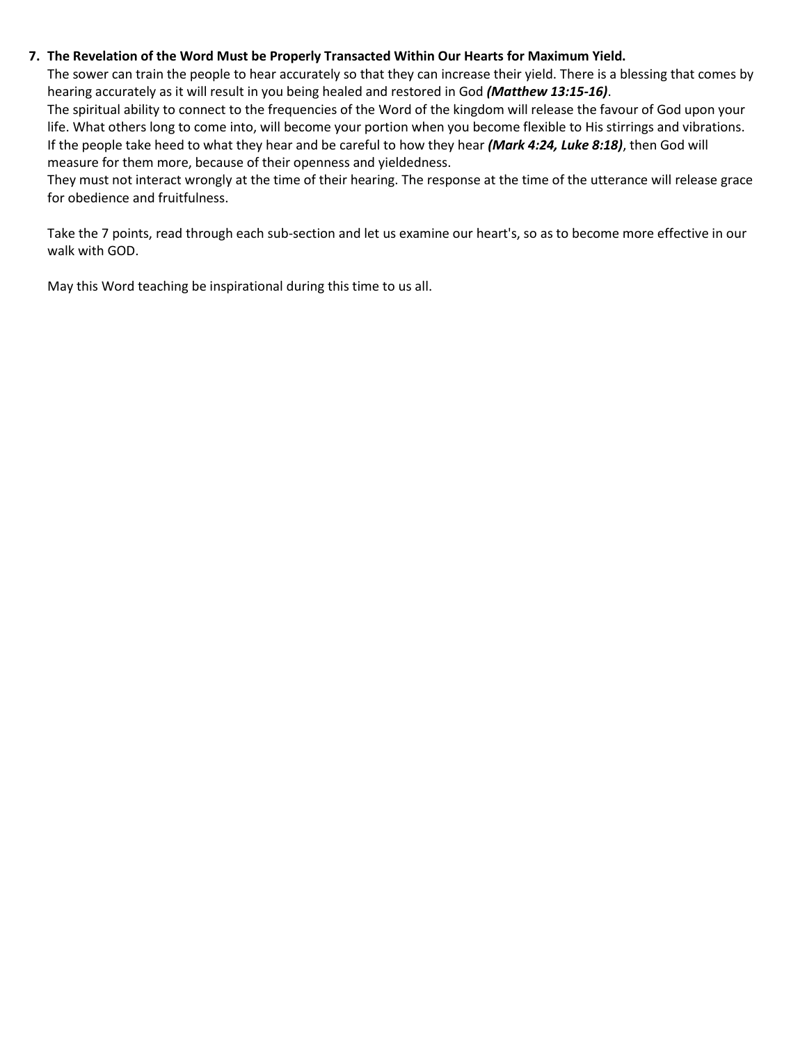7. **The Revelation of the Word Must be Properly Transacted Within Our Hearts for Maximum Yield.**

   The sower can train the people to hear accurately so that they can increase their yield. There is a blessing that comes by hearing accurately as it will result in you being healed and restored in God ***(Matthew 13:15-16)***.

   The spiritual ability to connect to the frequencies of the Word of the kingdom will release the favour of God upon your life. What others long to come into, will become your portion when you become flexible to His stirrings and vibrations.

   If the people take heed to what they hear and be careful to how they hear ***(Mark 4:24, Luke 8:18)***, then God will measure for them more, because of their openness and yieldedness.

   They must not interact wrongly at the time of their hearing. The response at the time of the utterance will release grace for obedience and fruitfulness.

   Take the 7 points, read through each sub-section and let us examine our heart's, so as to become more effective in our walk with GOD.

   May this Word teaching be inspirational during this time to us all.